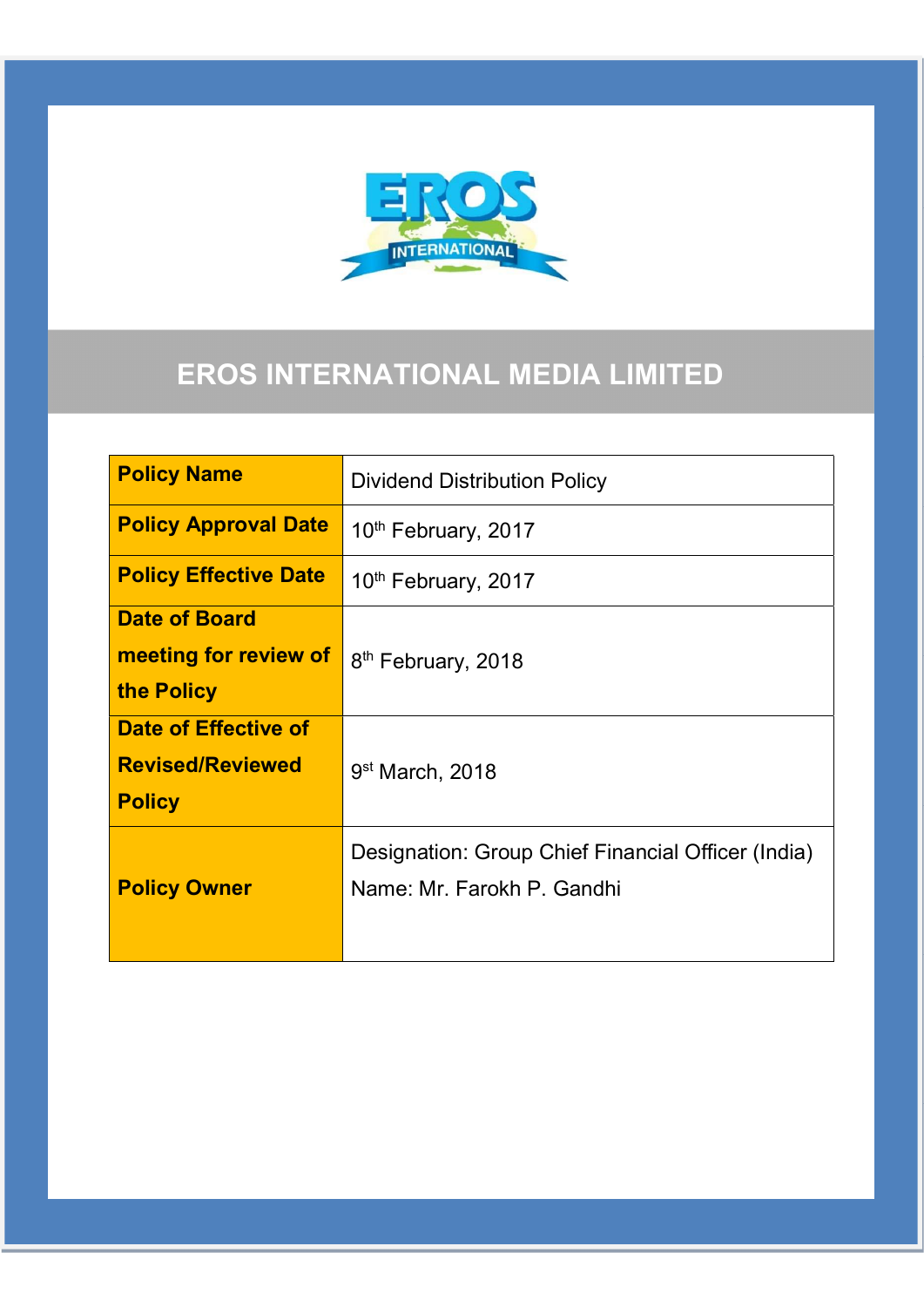# EROS INTERNATIONAL MEDIA LIMITED

| Policy Name | Dividend Distribution Policy |
|---|---|
| Policy Approval Date | 10th February, 2017 |
| Policy Effective Date | 10th February, 2017 |
| Date of Board meeting for review of the Policy | 8th February, 2018 |
| Date of Effective of Revised/Reviewed Policy | 9st March, 2018 |
| Policy Owner | Designation: Group Chief Financial Officer (India)<br>Name: Mr. Farokh P. Gandhi |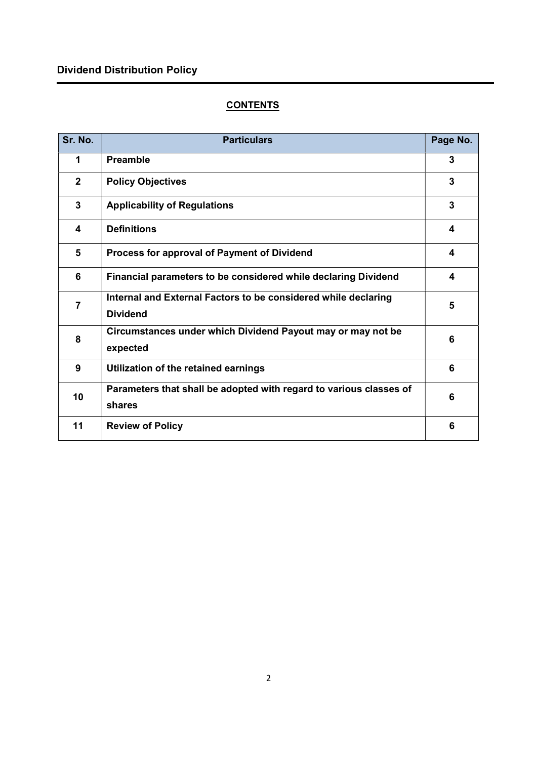# Dividend Distribution Policy

## CONTENTS

| Sr. No. | Particulars | Page No. |
|---|---|---|
| 1 | **Preamble** | 3 |
| 2 | **Policy Objectives** | 3 |
| 3 | **Applicability of Regulations** | 3 |
| 4 | **Definitions** | 4 |
| 5 | **Process for approval of Payment of Dividend** | 4 |
| 6 | **Financial parameters to be considered while declaring Dividend** | 4 |
| 7 | **Internal and External Factors to be considered while declaring Dividend** | 5 |
| 8 | **Circumstances under which Dividend Payout may or may not be expected** | 6 |
| 9 | **Utilization of the retained earnings** | 6 |
| 10 | **Parameters that shall be adopted with regard to various classes of shares** | 6 |
| 11 | **Review of Policy** | 6 |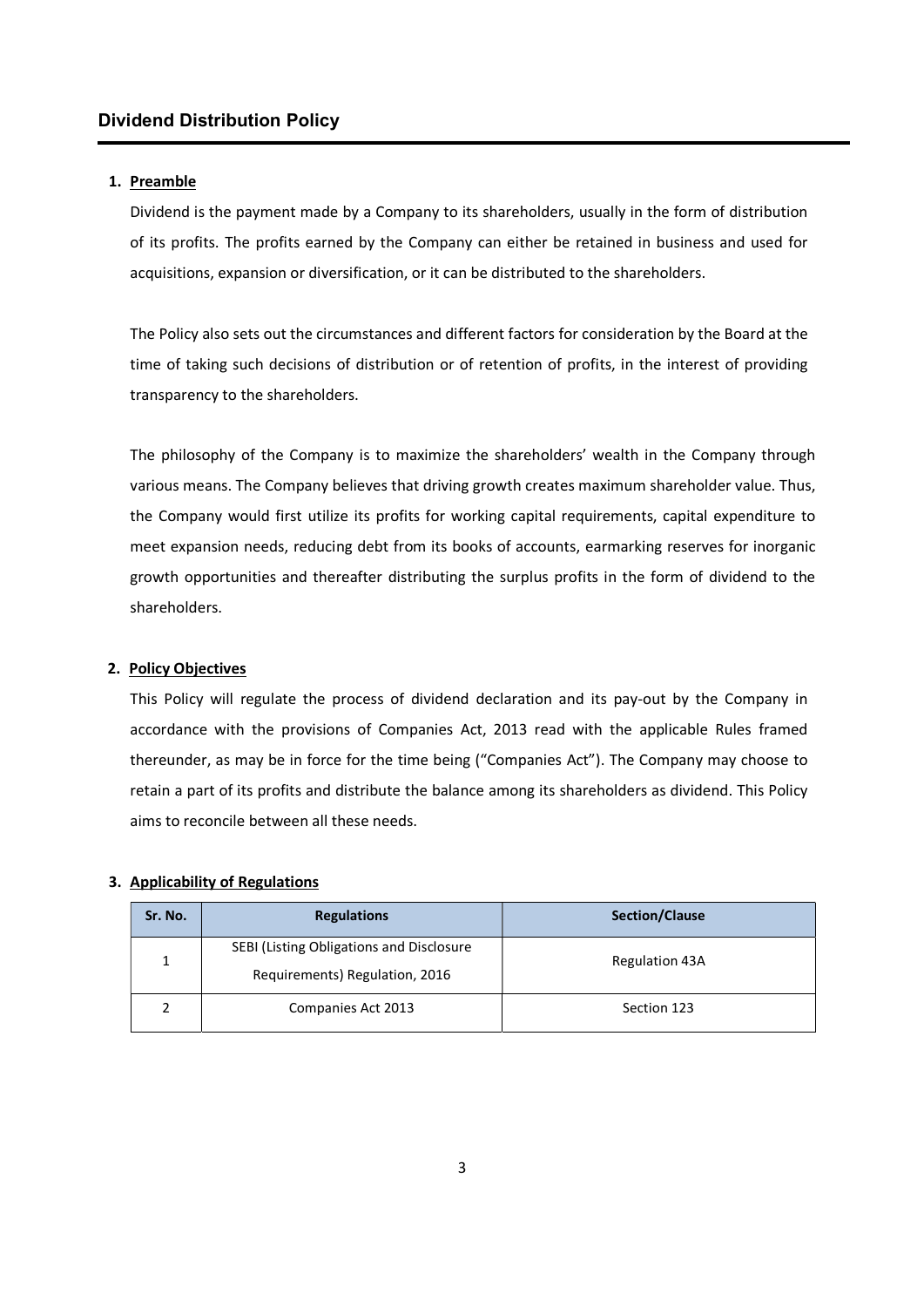## Dividend Distribution Policy

### 1. Preamble

Dividend is the payment made by a Company to its shareholders, usually in the form of distribution of its profits. The profits earned by the Company can either be retained in business and used for acquisitions, expansion or diversification, or it can be distributed to the shareholders.

The Policy also sets out the circumstances and different factors for consideration by the Board at the time of taking such decisions of distribution or of retention of profits, in the interest of providing transparency to the shareholders.

The philosophy of the Company is to maximize the shareholders' wealth in the Company through various means. The Company believes that driving growth creates maximum shareholder value. Thus, the Company would first utilize its profits for working capital requirements, capital expenditure to meet expansion needs, reducing debt from its books of accounts, earmarking reserves for inorganic growth opportunities and thereafter distributing the surplus profits in the form of dividend to the shareholders.

### 2. Policy Objectives

This Policy will regulate the process of dividend declaration and its pay-out by the Company in accordance with the provisions of Companies Act, 2013 read with the applicable Rules framed thereunder, as may be in force for the time being ("Companies Act"). The Company may choose to retain a part of its profits and distribute the balance among its shareholders as dividend. This Policy aims to reconcile between all these needs.

### 3. Applicability of Regulations

| Sr. No. | Regulations | Section/Clause |
|---|---|---|
| 1 | SEBI (Listing Obligations and Disclosure Requirements) Regulation, 2016 | Regulation 43A |
| 2 | Companies Act 2013 | Section 123 |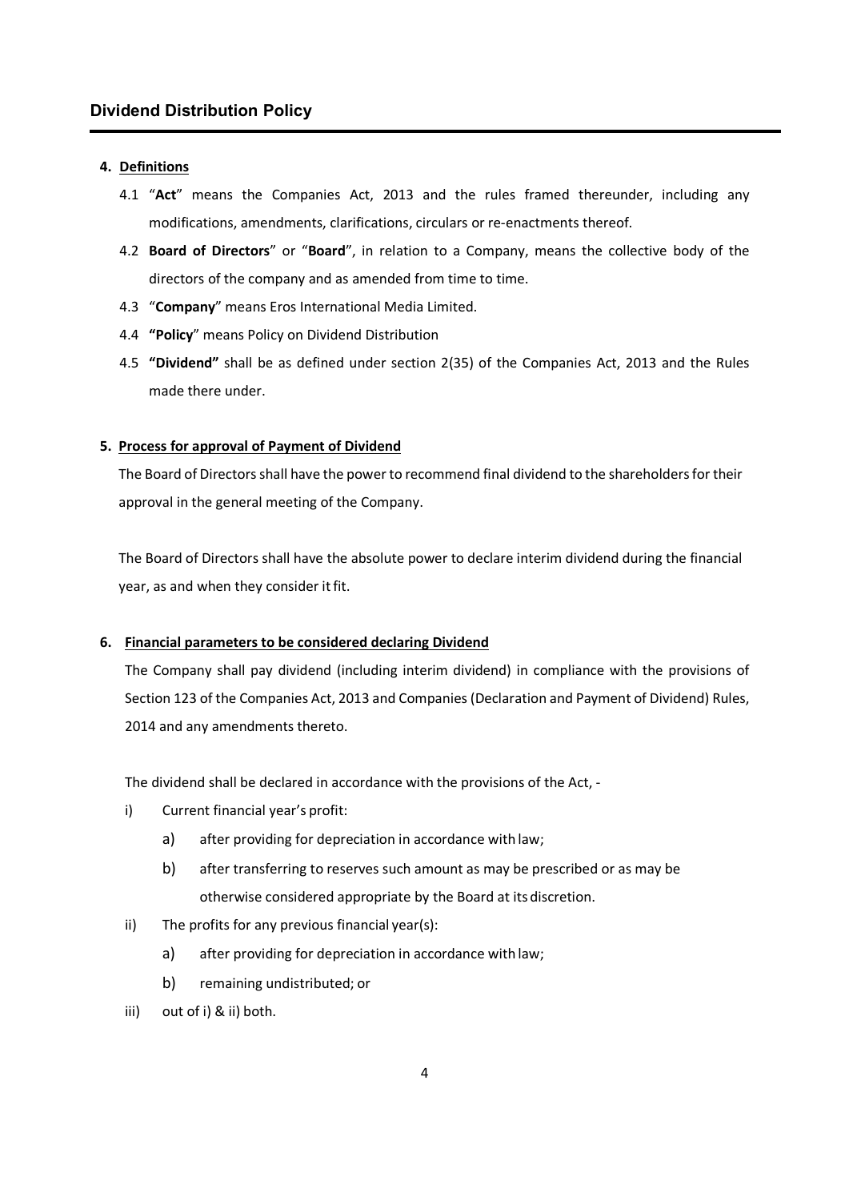## Dividend Distribution Policy

**4. Definitions**

4.1 "**Act**" means the Companies Act, 2013 and the rules framed thereunder, including any modifications, amendments, clarifications, circulars or re-enactments thereof.

4.2 **Board of Directors**" or "**Board**", in relation to a Company, means the collective body of the directors of the company and as amended from time to time.

4.3 "**Company**" means Eros International Media Limited.

4.4 **"Policy**" means Policy on Dividend Distribution

4.5 **"Dividend"** shall be as defined under section 2(35) of the Companies Act, 2013 and the Rules made there under.

**5. Process for approval of Payment of Dividend**

The Board of Directors shall have the power to recommend final dividend to the shareholders for their approval in the general meeting of the Company.

The Board of Directors shall have the absolute power to declare interim dividend during the financial year, as and when they consider it fit.

**6. Financial parameters to be considered declaring Dividend**

The Company shall pay dividend (including interim dividend) in compliance with the provisions of Section 123 of the Companies Act, 2013 and Companies (Declaration and Payment of Dividend) Rules, 2014 and any amendments thereto.

The dividend shall be declared in accordance with the provisions of the Act, -

i) Current financial year's profit:
   - a) after providing for depreciation in accordance with law;
   - b) after transferring to reserves such amount as may be prescribed or as may be otherwise considered appropriate by the Board at its discretion.

ii) The profits for any previous financial year(s):
   - a) after providing for depreciation in accordance with law;
   - b) remaining undistributed; or

iii) out of i) & ii) both.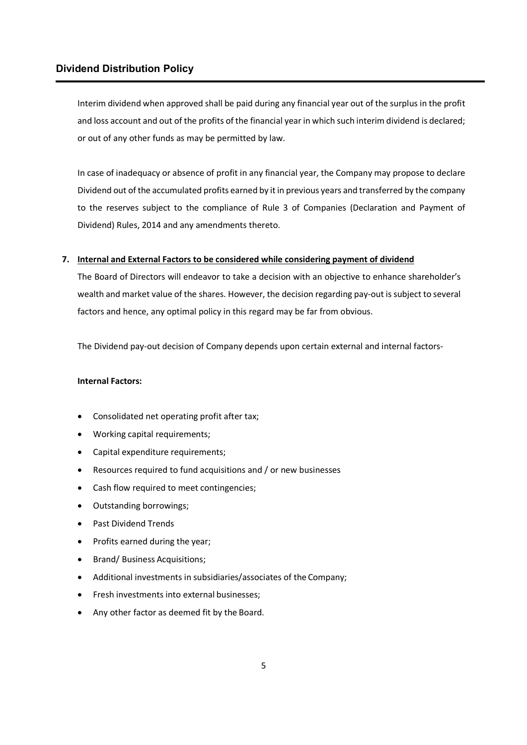Interim dividend when approved shall be paid during any financial year out of the surplus in the profit and loss account and out of the profits of the financial year in which such interim dividend is declared; or out of any other funds as may be permitted by law.

In case of inadequacy or absence of profit in any financial year, the Company may propose to declare Dividend out of the accumulated profits earned by it in previous years and transferred by the company to the reserves subject to the compliance of Rule 3 of Companies (Declaration and Payment of Dividend) Rules, 2014 and any amendments thereto.

## 7. Internal and External Factors to be considered while considering payment of dividend

The Board of Directors will endeavor to take a decision with an objective to enhance shareholder's wealth and market value of the shares. However, the decision regarding pay-out is subject to several factors and hence, any optimal policy in this regard may be far from obvious.

The Dividend pay-out decision of Company depends upon certain external and internal factors-

**Internal Factors:**

- Consolidated net operating profit after tax;
- Working capital requirements;
- Capital expenditure requirements;
- Resources required to fund acquisitions and / or new businesses
- Cash flow required to meet contingencies;
- Outstanding borrowings;
- Past Dividend Trends
- Profits earned during the year;
- Brand/ Business Acquisitions;
- Additional investments in subsidiaries/associates of the Company;
- Fresh investments into external businesses;
- Any other factor as deemed fit by the Board.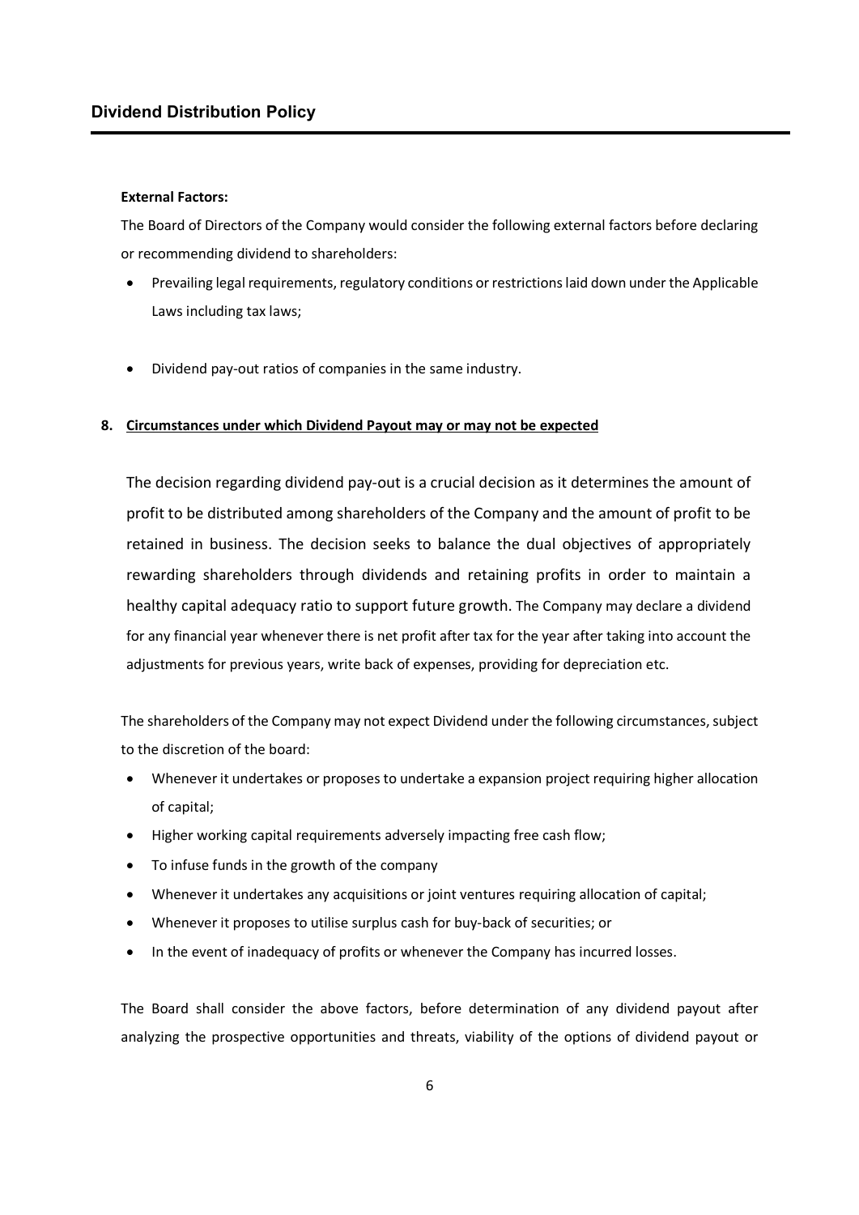**External Factors:**

The Board of Directors of the Company would consider the following external factors before declaring or recommending dividend to shareholders:

- Prevailing legal requirements, regulatory conditions or restrictions laid down under the Applicable Laws including tax laws;

- Dividend pay-out ratios of companies in the same industry.

**8. Circumstances under which Dividend Payout may or may not be expected**

The decision regarding dividend pay-out is a crucial decision as it determines the amount of profit to be distributed among shareholders of the Company and the amount of profit to be retained in business. The decision seeks to balance the dual objectives of appropriately rewarding shareholders through dividends and retaining profits in order to maintain a healthy capital adequacy ratio to support future growth. The Company may declare a dividend for any financial year whenever there is net profit after tax for the year after taking into account the adjustments for previous years, write back of expenses, providing for depreciation etc.

The shareholders of the Company may not expect Dividend under the following circumstances, subject to the discretion of the board:

- Whenever it undertakes or proposes to undertake a expansion project requiring higher allocation of capital;
- Higher working capital requirements adversely impacting free cash flow;
- To infuse funds in the growth of the company
- Whenever it undertakes any acquisitions or joint ventures requiring allocation of capital;
- Whenever it proposes to utilise surplus cash for buy-back of securities; or
- In the event of inadequacy of profits or whenever the Company has incurred losses.

The Board shall consider the above factors, before determination of any dividend payout after analyzing the prospective opportunities and threats, viability of the options of dividend payout or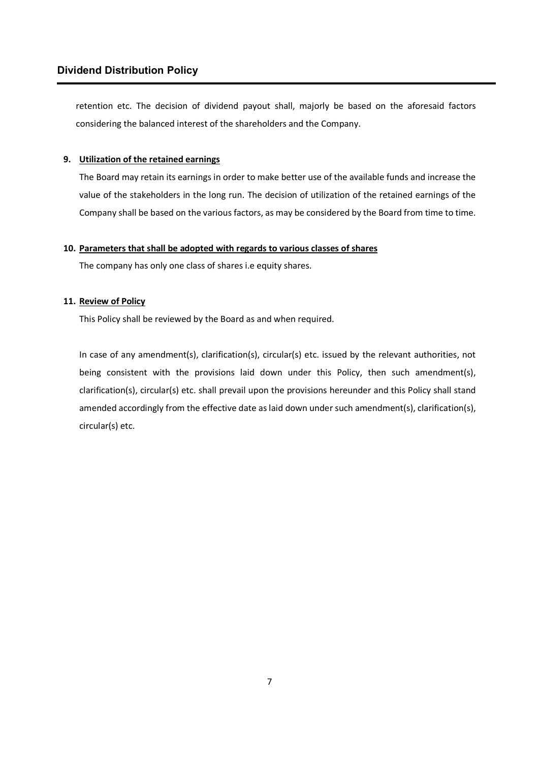retention etc. The decision of dividend payout shall, majorly be based on the aforesaid factors considering the balanced interest of the shareholders and the Company.

**9. Utilization of the retained earnings**

The Board may retain its earnings in order to make better use of the available funds and increase the value of the stakeholders in the long run. The decision of utilization of the retained earnings of the Company shall be based on the various factors, as may be considered by the Board from time to time.

**10. Parameters that shall be adopted with regards to various classes of shares**

The company has only one class of shares i.e equity shares.

**11. Review of Policy**

This Policy shall be reviewed by the Board as and when required.

In case of any amendment(s), clarification(s), circular(s) etc. issued by the relevant authorities, not being consistent with the provisions laid down under this Policy, then such amendment(s), clarification(s), circular(s) etc. shall prevail upon the provisions hereunder and this Policy shall stand amended accordingly from the effective date as laid down under such amendment(s), clarification(s), circular(s) etc.